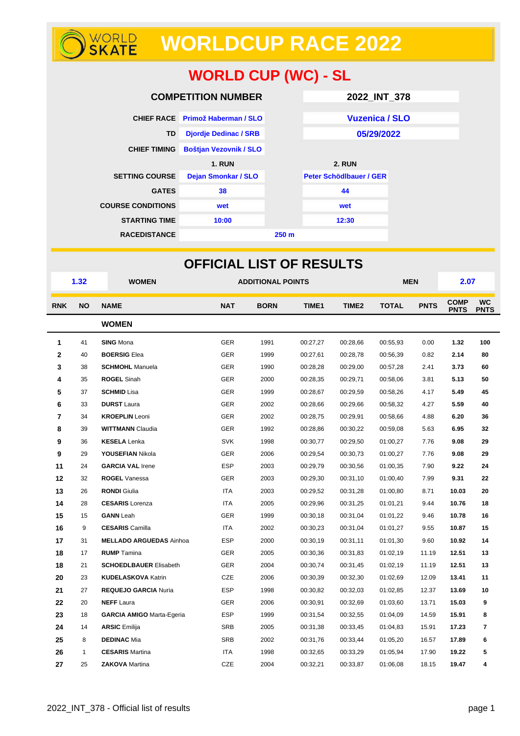# WORLDCUP RACE 2022

## WORLD CUP (WC) - SL

| | | | |
|---|---|---|---|
| **COMPETITION NUMBER** | | **2022_INT_378** | |
| **CHIEF RACE** | Primož Haberman / SLO | Vuzenica / SLO | |
| **TD** | Djordje Dedinac / SRB | 05/29/2022 | |
| **CHIEF TIMING** | Boštjan Vezovnik / SLO | | |
| | **1. RUN** | **2. RUN** | |
| **SETTING COURSE** | Dejan Smonkar / SLO | Peter Schödlbauer / GER | |
| **GATES** | 38 | 44 | |
| **COURSE CONDITIONS** | wet | wet | |
| **STARTING TIME** | 10:00 | 12:30 | |
| **RACEDISTANCE** | 250 m | | |

## OFFICIAL LIST OF RESULTS

| 1.32 | WOMEN | ADDITIONAL POINTS | MEN | 2.07 |
|---|---|---|---|---|

| RNK | NO | NAME | NAT | BORN | TIME1 | TIME2 | TOTAL | PNTS | COMP PNTS | WC PNTS |
|---|---|---|---|---|---|---|---|---|---|---|
| | | **WOMEN** | | | | | | | | |
| 1 | 41 | **SING** Mona | GER | 1991 | 00:27,27 | 00:28,66 | 00:55,93 | 0.00 | **1.32** | **100** |
| 2 | 40 | **BOERSIG** Elea | GER | 1999 | 00:27,61 | 00:28,78 | 00:56,39 | 0.82 | **2.14** | **80** |
| 3 | 38 | **SCHMOHL** Manuela | GER | 1990 | 00:28,28 | 00:29,00 | 00:57,28 | 2.41 | **3.73** | **60** |
| 4 | 35 | **ROGEL** Sinah | GER | 2000 | 00:28,35 | 00:29,71 | 00:58,06 | 3.81 | **5.13** | **50** |
| 5 | 37 | **SCHMID** Lisa | GER | 1999 | 00:28,67 | 00:29,59 | 00:58,26 | 4.17 | **5.49** | **45** |
| 6 | 33 | **DURST** Laura | GER | 2002 | 00:28,66 | 00:29,66 | 00:58,32 | 4.27 | **5.59** | **40** |
| 7 | 34 | **KROEPLIN** Leoni | GER | 2002 | 00:28,75 | 00:29,91 | 00:58,66 | 4.88 | **6.20** | **36** |
| 8 | 39 | **WITTMANN** Claudia | GER | 1992 | 00:28,86 | 00:30,22 | 00:59,08 | 5.63 | **6.95** | **32** |
| 9 | 36 | **KESELA** Lenka | SVK | 1998 | 00:30,77 | 00:29,50 | 01:00,27 | 7.76 | **9.08** | **29** |
| 9 | 29 | **YOUSEFIAN** Nikola | GER | 2006 | 00:29,54 | 00:30,73 | 01:00,27 | 7.76 | **9.08** | **29** |
| 11 | 24 | **GARCIA VAL** Irene | ESP | 2003 | 00:29,79 | 00:30,56 | 01:00,35 | 7.90 | **9.22** | **24** |
| 12 | 32 | **ROGEL** Vanessa | GER | 2003 | 00:29,30 | 00:31,10 | 01:00,40 | 7.99 | **9.31** | **22** |
| 13 | 26 | **RONDI** Giulia | ITA | 2003 | 00:29,52 | 00:31,28 | 01:00,80 | 8.71 | **10.03** | **20** |
| 14 | 28 | **CESARIS** Lorenza | ITA | 2005 | 00:29,96 | 00:31,25 | 01:01,21 | 9.44 | **10.76** | **18** |
| 15 | 15 | **GANN** Leah | GER | 1999 | 00:30,18 | 00:31,04 | 01:01,22 | 9.46 | **10.78** | **16** |
| 16 | 9 | **CESARIS** Camilla | ITA | 2002 | 00:30,23 | 00:31,04 | 01:01,27 | 9.55 | **10.87** | **15** |
| 17 | 31 | **MELLADO ARGUEDAS** Ainhoa | ESP | 2000 | 00:30,19 | 00:31,11 | 01:01,30 | 9.60 | **10.92** | **14** |
| 18 | 17 | **RUMP** Tamina | GER | 2005 | 00:30,36 | 00:31,83 | 01:02,19 | 11.19 | **12.51** | **13** |
| 18 | 21 | **SCHOEDLBAUER** Elisabeth | GER | 2004 | 00:30,74 | 00:31,45 | 01:02,19 | 11.19 | **12.51** | **13** |
| 20 | 23 | **KUDELASKOVA** Katrin | CZE | 2006 | 00:30,39 | 00:32,30 | 01:02,69 | 12.09 | **13.41** | **11** |
| 21 | 27 | **REQUEJO GARCIA** Nuria | ESP | 1998 | 00:30,82 | 00:32,03 | 01:02,85 | 12.37 | **13.69** | **10** |
| 22 | 20 | **NEFF** Laura | GER | 2006 | 00:30,91 | 00:32,69 | 01:03,60 | 13.71 | **15.03** | **9** |
| 23 | 18 | **GARCIA AMIGO** Marta-Egeria | ESP | 1999 | 00:31,54 | 00:32,55 | 01:04,09 | 14.59 | **15.91** | **8** |
| 24 | 14 | **ARSIC** Emilija | SRB | 2005 | 00:31,38 | 00:33,45 | 01:04,83 | 15.91 | **17.23** | **7** |
| 25 | 8 | **DEDINAC** Mia | SRB | 2002 | 00:31,76 | 00:33,44 | 01:05,20 | 16.57 | **17.89** | **6** |
| 26 | 1 | **CESARIS** Martina | ITA | 1998 | 00:32,65 | 00:33,29 | 01:05,94 | 17.90 | **19.22** | **5** |
| 27 | 25 | **ZAKOVA** Martina | CZE | 2004 | 00:32,21 | 00:33,87 | 01:06,08 | 18.15 | **19.47** | **4** |

2022_INT_378 - Official list of results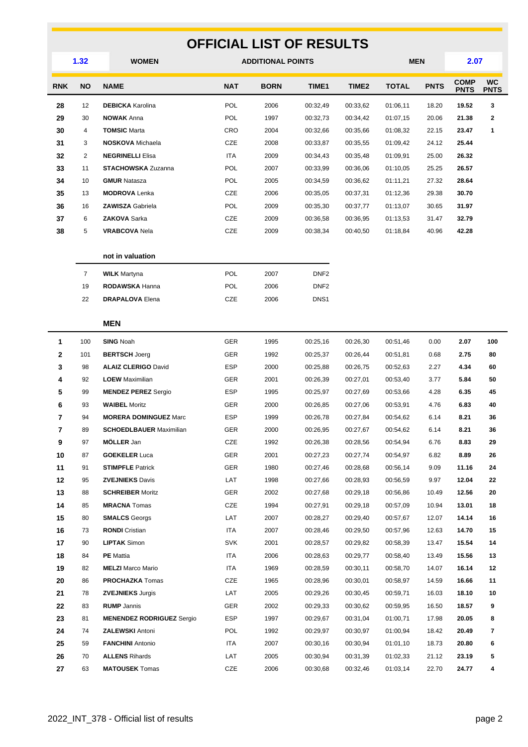# OFFICIAL LIST OF RESULTS

| 1.32 | WOMEN | ADDITIONAL POINTS | MEN | 2.07 |
|---|---|---|---|---|

| RNK | NO | NAME | NAT | BORN | TIME1 | TIME2 | TOTAL | PNTS | COMP PNTS | WC PNTS |
|---|---|---|---|---|---|---|---|---|---|---|
| 28 | 12 | **DEBICKA** Karolina | POL | 2006 | 00:32,49 | 00:33,62 | 01:06,11 | 18.20 | **19.52** | 3 |
| 29 | 30 | **NOWAK** Anna | POL | 1997 | 00:32,73 | 00:34,42 | 01:07,15 | 20.06 | **21.38** | 2 |
| 30 | 4 | **TOMSIC** Marta | CRO | 2004 | 00:32,66 | 00:35,66 | 01:08,32 | 22.15 | **23.47** | 1 |
| 31 | 3 | **NOSKOVA** Michaela | CZE | 2008 | 00:33,87 | 00:35,55 | 01:09,42 | 24.12 | **25.44** | |
| 32 | 2 | **NEGRINELLI** Elisa | ITA | 2009 | 00:34,43 | 00:35,48 | 01:09,91 | 25.00 | **26.32** | |
| 33 | 11 | **STACHOWSKA** Zuzanna | POL | 2007 | 00:33,99 | 00:36,06 | 01:10,05 | 25.25 | **26.57** | |
| 34 | 10 | **GMUR** Natasza | POL | 2005 | 00:34,59 | 00:36,62 | 01:11,21 | 27.32 | **28.64** | |
| 35 | 13 | **MODROVA** Lenka | CZE | 2006 | 00:35,05 | 00:37,31 | 01:12,36 | 29.38 | **30.70** | |
| 36 | 16 | **ZAWISZA** Gabriela | POL | 2009 | 00:35,30 | 00:37,77 | 01:13,07 | 30.65 | **31.97** | |
| 37 | 6 | **ZAKOVA** Sarka | CZE | 2009 | 00:36,58 | 00:36,95 | 01:13,53 | 31.47 | **32.79** | |
| 38 | 5 | **VRABCOVA** Nela | CZE | 2009 | 00:38,34 | 00:40,50 | 01:18,84 | 40.96 | **42.28** | |

**not in valuation**

| NO | NAME | NAT | BORN | TIME1 |
|---|---|---|---|---|
| 7 | **WILK** Martyna | POL | 2007 | DNF2 |
| 19 | **RODAWSKA** Hanna | POL | 2006 | DNF2 |
| 22 | **DRAPALOVA** Elena | CZE | 2006 | DNS1 |

## MEN

| RNK | NO | NAME | NAT | BORN | TIME1 | TIME2 | TOTAL | PNTS | COMP PNTS | WC PNTS |
|---|---|---|---|---|---|---|---|---|---|---|
| 1 | 100 | **SING** Noah | GER | 1995 | 00:25,16 | 00:26,30 | 00:51,46 | 0.00 | **2.07** | 100 |
| 2 | 101 | **BERTSCH** Joerg | GER | 1992 | 00:25,37 | 00:26,44 | 00:51,81 | 0.68 | **2.75** | 80 |
| 3 | 98 | **ALAIZ CLERIGO** David | ESP | 2000 | 00:25,88 | 00:26,75 | 00:52,63 | 2.27 | **4.34** | 60 |
| 4 | 92 | **LOEW** Maximilian | GER | 2001 | 00:26,39 | 00:27,01 | 00:53,40 | 3.77 | **5.84** | 50 |
| 5 | 99 | **MENDEZ PEREZ** Sergio | ESP | 1995 | 00:25,97 | 00:27,69 | 00:53,66 | 4.28 | **6.35** | 45 |
| 6 | 93 | **WAIBEL** Moritz | GER | 2000 | 00:26,85 | 00:27,06 | 00:53,91 | 4.76 | **6.83** | 40 |
| 7 | 94 | **MORERA DOMINGUEZ** Marc | ESP | 1999 | 00:26,78 | 00:27,84 | 00:54,62 | 6.14 | **8.21** | 36 |
| 7 | 89 | **SCHOEDLBAUER** Maximilian | GER | 2000 | 00:26,95 | 00:27,67 | 00:54,62 | 6.14 | **8.21** | 36 |
| 9 | 97 | **MÖLLER** Jan | CZE | 1992 | 00:26,38 | 00:28,56 | 00:54,94 | 6.76 | **8.83** | 29 |
| 10 | 87 | **GOEKELER** Luca | GER | 2001 | 00:27,23 | 00:27,74 | 00:54,97 | 6.82 | **8.89** | 26 |
| 11 | 91 | **STIMPFLE** Patrick | GER | 1980 | 00:27,46 | 00:28,68 | 00:56,14 | 9.09 | **11.16** | 24 |
| 12 | 95 | **ZVEJNIEKS** Davis | LAT | 1998 | 00:27,66 | 00:28,93 | 00:56,59 | 9.97 | **12.04** | 22 |
| 13 | 88 | **SCHREIBER** Moritz | GER | 2002 | 00:27,68 | 00:29,18 | 00:56,86 | 10.49 | **12.56** | 20 |
| 14 | 85 | **MRACNA** Tomas | CZE | 1994 | 00:27,91 | 00:29,18 | 00:57,09 | 10.94 | **13.01** | 18 |
| 15 | 80 | **SMALCS** Georgs | LAT | 2007 | 00:28,27 | 00:29,40 | 00:57,67 | 12.07 | **14.14** | 16 |
| 16 | 73 | **RONDI** Cristian | ITA | 2007 | 00:28,46 | 00:29,50 | 00:57,96 | 12.63 | **14.70** | 15 |
| 17 | 90 | **LIPTAK** Simon | SVK | 2001 | 00:28,57 | 00:29,82 | 00:58,39 | 13.47 | **15.54** | 14 |
| 18 | 84 | **PE** Mattia | ITA | 2006 | 00:28,63 | 00:29,77 | 00:58,40 | 13.49 | **15.56** | 13 |
| 19 | 82 | **MELZI** Marco Mario | ITA | 1969 | 00:28,59 | 00:30,11 | 00:58,70 | 14.07 | **16.14** | 12 |
| 20 | 86 | **PROCHAZKA** Tomas | CZE | 1965 | 00:28,96 | 00:30,01 | 00:58,97 | 14.59 | **16.66** | 11 |
| 21 | 78 | **ZVEJNIEKS** Jurgis | LAT | 2005 | 00:29,26 | 00:30,45 | 00:59,71 | 16.03 | **18.10** | 10 |
| 22 | 83 | **RUMP** Jannis | GER | 2002 | 00:29,33 | 00:30,62 | 00:59,95 | 16.50 | **18.57** | 9 |
| 23 | 81 | **MENENDEZ RODRIGUEZ** Sergio | ESP | 1997 | 00:29,67 | 00:31,04 | 01:00,71 | 17.98 | **20.05** | 8 |
| 24 | 74 | **ZALEWSKI** Antoni | POL | 1992 | 00:29,97 | 00:30,97 | 01:00,94 | 18.42 | **20.49** | 7 |
| 25 | 59 | **FANCHINI** Antonio | ITA | 2007 | 00:30,16 | 00:30,94 | 01:01,10 | 18.73 | **20.80** | 6 |
| 26 | 70 | **ALLENS** Rihards | LAT | 2005 | 00:30,94 | 00:31,39 | 01:02,33 | 21.12 | **23.19** | 5 |
| 27 | 63 | **MATOUSEK** Tomas | CZE | 2006 | 00:30,68 | 00:32,46 | 01:03,14 | 22.70 | **24.77** | 4 |

2022_INT_378 - Official list of results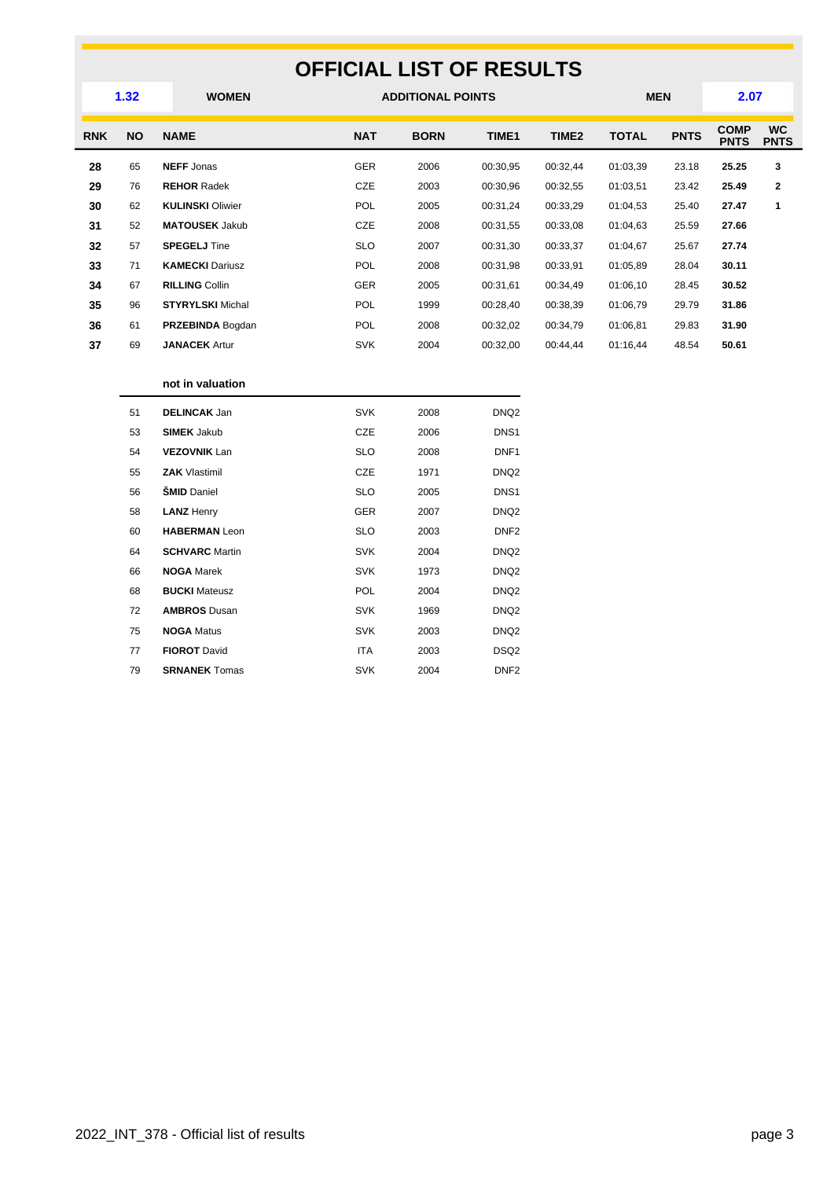# OFFICIAL LIST OF RESULTS

| 1.32 | WOMEN | ADDITIONAL POINTS | MEN | 2.07 |
|---|---|---|---|---|

| RNK | NO | NAME | NAT | BORN | TIME1 | TIME2 | TOTAL | PNTS | COMP PNTS | WC PNTS |
|---|---|---|---|---|---|---|---|---|---|---|
| 28 | 65 | **NEFF** Jonas | GER | 2006 | 00:30,95 | 00:32,44 | 01:03,39 | 23.18 | 25.25 | 3 |
| 29 | 76 | **REHOR** Radek | CZE | 2003 | 00:30,96 | 00:32,55 | 01:03,51 | 23.42 | 25.49 | 2 |
| 30 | 62 | **KULINSKI** Oliwier | POL | 2005 | 00:31,24 | 00:33,29 | 01:04,53 | 25.40 | 27.47 | 1 |
| 31 | 52 | **MATOUSEK** Jakub | CZE | 2008 | 00:31,55 | 00:33,08 | 01:04,63 | 25.59 | 27.66 | |
| 32 | 57 | **SPEGELJ** Tine | SLO | 2007 | 00:31,30 | 00:33,37 | 01:04,67 | 25.67 | 27.74 | |
| 33 | 71 | **KAMECKI** Dariusz | POL | 2008 | 00:31,98 | 00:33,91 | 01:05,89 | 28.04 | 30.11 | |
| 34 | 67 | **RILLING** Collin | GER | 2005 | 00:31,61 | 00:34,49 | 01:06,10 | 28.45 | 30.52 | |
| 35 | 96 | **STYRYLSKI** Michal | POL | 1999 | 00:28,40 | 00:38,39 | 01:06,79 | 29.79 | 31.86 | |
| 36 | 61 | **PRZEBINDA** Bogdan | POL | 2008 | 00:32,02 | 00:34,79 | 01:06,81 | 29.83 | 31.90 | |
| 37 | 69 | **JANACEK** Artur | SVK | 2004 | 00:32,00 | 00:44,44 | 01:16,44 | 48.54 | 50.61 | |

**not in valuation**

| NO | NAME | NAT | BORN | |
|---|---|---|---|---|
| 51 | **DELINCAK** Jan | SVK | 2008 | DNQ2 |
| 53 | **SIMEK** Jakub | CZE | 2006 | DNS1 |
| 54 | **VEZOVNIK** Lan | SLO | 2008 | DNF1 |
| 55 | **ZAK** Vlastimil | CZE | 1971 | DNQ2 |
| 56 | **ŠMID** Daniel | SLO | 2005 | DNS1 |
| 58 | **LANZ** Henry | GER | 2007 | DNQ2 |
| 60 | **HABERMAN** Leon | SLO | 2003 | DNF2 |
| 64 | **SCHVARC** Martin | SVK | 2004 | DNQ2 |
| 66 | **NOGA** Marek | SVK | 1973 | DNQ2 |
| 68 | **BUCKI** Mateusz | POL | 2004 | DNQ2 |
| 72 | **AMBROS** Dusan | SVK | 1969 | DNQ2 |
| 75 | **NOGA** Matus | SVK | 2003 | DNQ2 |
| 77 | **FIOROT** David | ITA | 2003 | DSQ2 |
| 79 | **SRNANEK** Tomas | SVK | 2004 | DNF2 |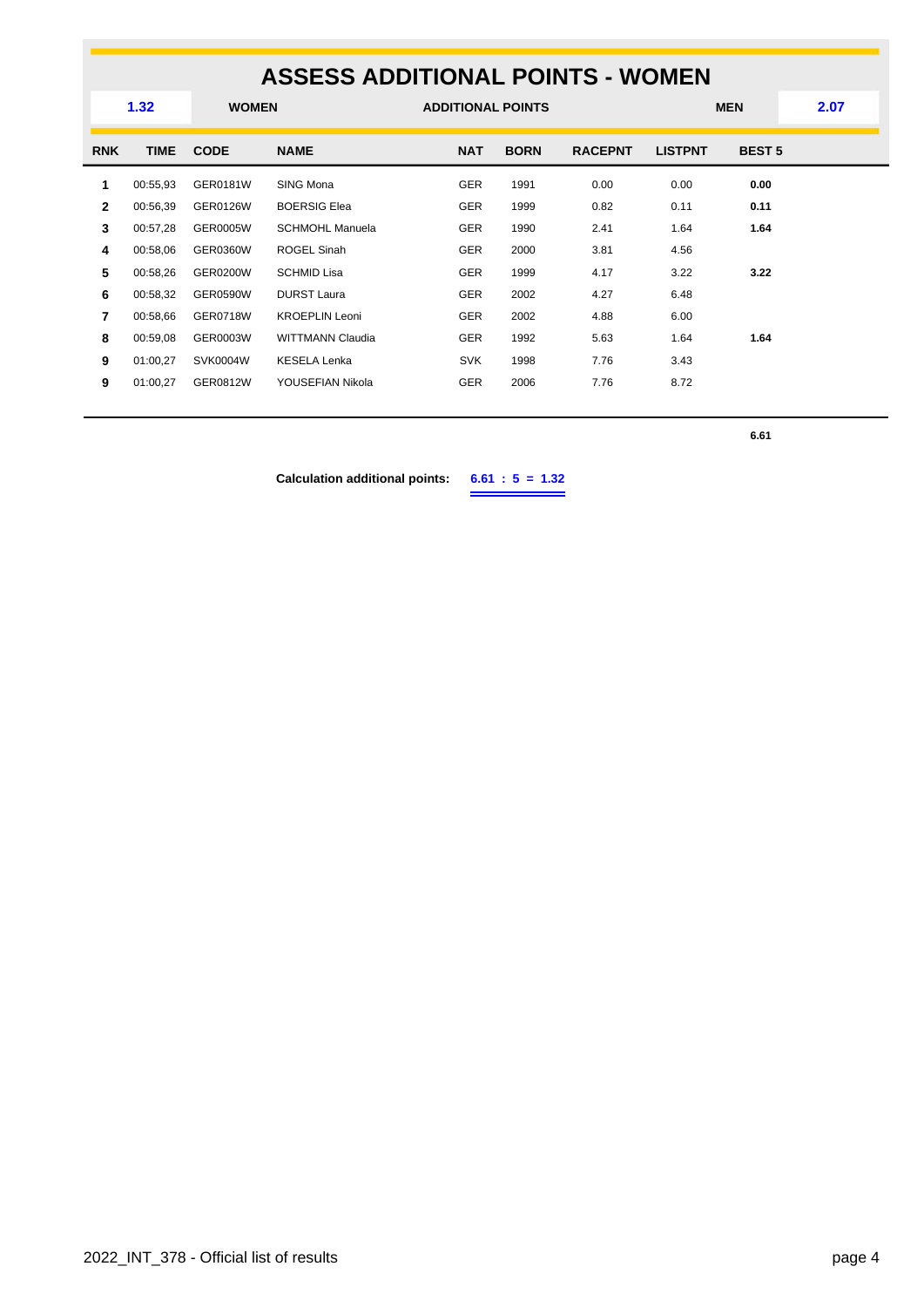# ASSESS ADDITIONAL POINTS - WOMEN

| 1.32 | WOMEN | ADDITIONAL POINTS | MEN | 2.07 |
|---|---|---|---|---|

| RNK | TIME | CODE | NAME | NAT | BORN | RACEPNT | LISTPNT | BEST 5 |
|---|---|---|---|---|---|---|---|---|
| 1 | 00:55,93 | GER0181W | SING Mona | GER | 1991 | 0.00 | 0.00 | **0.00** |
| 2 | 00:56,39 | GER0126W | BOERSIG Elea | GER | 1999 | 0.82 | 0.11 | **0.11** |
| 3 | 00:57,28 | GER0005W | SCHMOHL Manuela | GER | 1990 | 2.41 | 1.64 | **1.64** |
| 4 | 00:58,06 | GER0360W | ROGEL Sinah | GER | 2000 | 3.81 | 4.56 | |
| 5 | 00:58,26 | GER0200W | SCHMID Lisa | GER | 1999 | 4.17 | 3.22 | **3.22** |
| 6 | 00:58,32 | GER0590W | DURST Laura | GER | 2002 | 4.27 | 6.48 | |
| 7 | 00:58,66 | GER0718W | KROEPLIN Leoni | GER | 2002 | 4.88 | 6.00 | |
| 8 | 00:59,08 | GER0003W | WITTMANN Claudia | GER | 1992 | 5.63 | 1.64 | **1.64** |
| 9 | 01:00,27 | SVK0004W | KESELA Lenka | SVK | 1998 | 7.76 | 3.43 | |
| 9 | 01:00,27 | GER0812W | YOUSEFIAN Nikola | GER | 2006 | 7.76 | 8.72 | |
| | | | | | | | | **6.61** |

**Calculation additional points:** **6.61 : 5 = 1.32**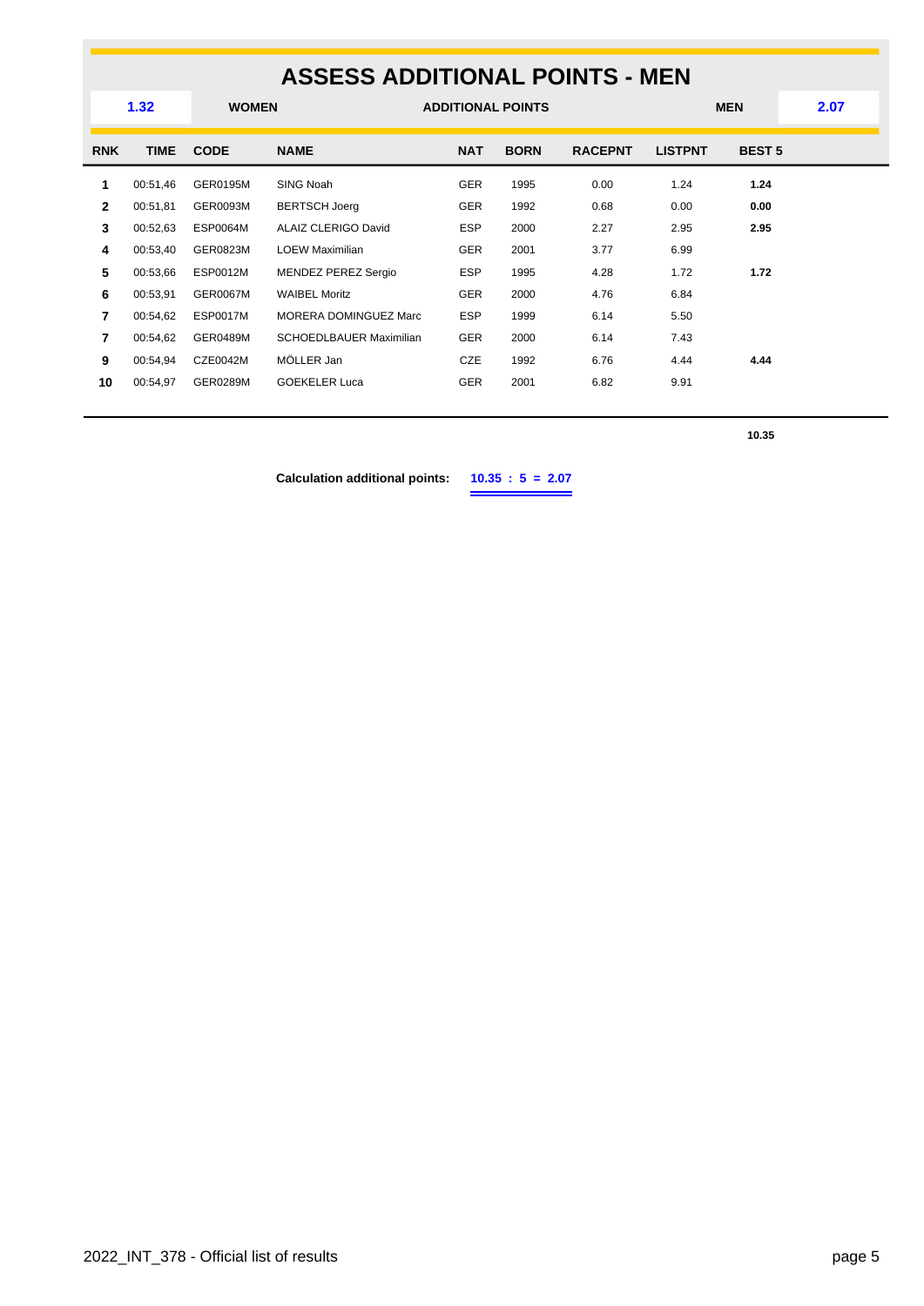# ASSESS ADDITIONAL POINTS - MEN

| 1.32 | WOMEN | ADDITIONAL POINTS | MEN | 2.07 |
|---|---|---|---|---|

| RNK | TIME | CODE | NAME | NAT | BORN | RACEPNT | LISTPNT | BEST 5 |
|---|---|---|---|---|---|---|---|---|
| 1 | 00:51,46 | GER0195M | SING Noah | GER | 1995 | 0.00 | 1.24 | **1.24** |
| 2 | 00:51,81 | GER0093M | BERTSCH Joerg | GER | 1992 | 0.68 | 0.00 | **0.00** |
| 3 | 00:52,63 | ESP0064M | ALAIZ CLERIGO David | ESP | 2000 | 2.27 | 2.95 | **2.95** |
| 4 | 00:53,40 | GER0823M | LOEW Maximilian | GER | 2001 | 3.77 | 6.99 | |
| 5 | 00:53,66 | ESP0012M | MENDEZ PEREZ Sergio | ESP | 1995 | 4.28 | 1.72 | **1.72** |
| 6 | 00:53,91 | GER0067M | WAIBEL Moritz | GER | 2000 | 4.76 | 6.84 | |
| 7 | 00:54,62 | ESP0017M | MORERA DOMINGUEZ Marc | ESP | 1999 | 6.14 | 5.50 | |
| 7 | 00:54,62 | GER0489M | SCHOEDLBAUER Maximilian | GER | 2000 | 6.14 | 7.43 | |
| 9 | 00:54,94 | CZE0042M | MÖLLER Jan | CZE | 1992 | 6.76 | 4.44 | **4.44** |
| 10 | 00:54,97 | GER0289M | GOEKELER Luca | GER | 2001 | 6.82 | 9.91 | |
| | | | | | | | | **10.35** |

**Calculation additional points:** **10.35 : 5 = 2.07**